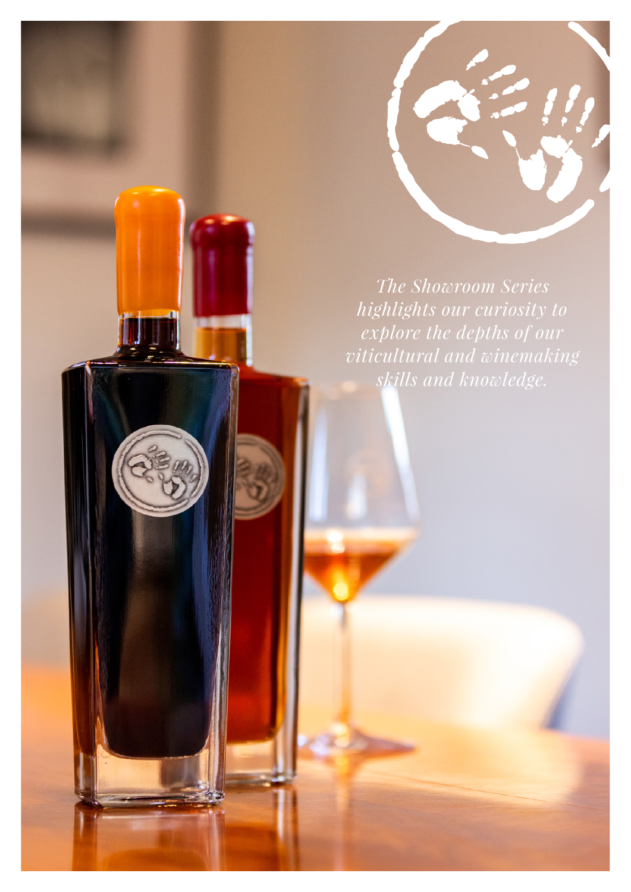*The Showroom Series highlights our curiosity to explore the depths of our viticultural and winemaking skills and knowledge.*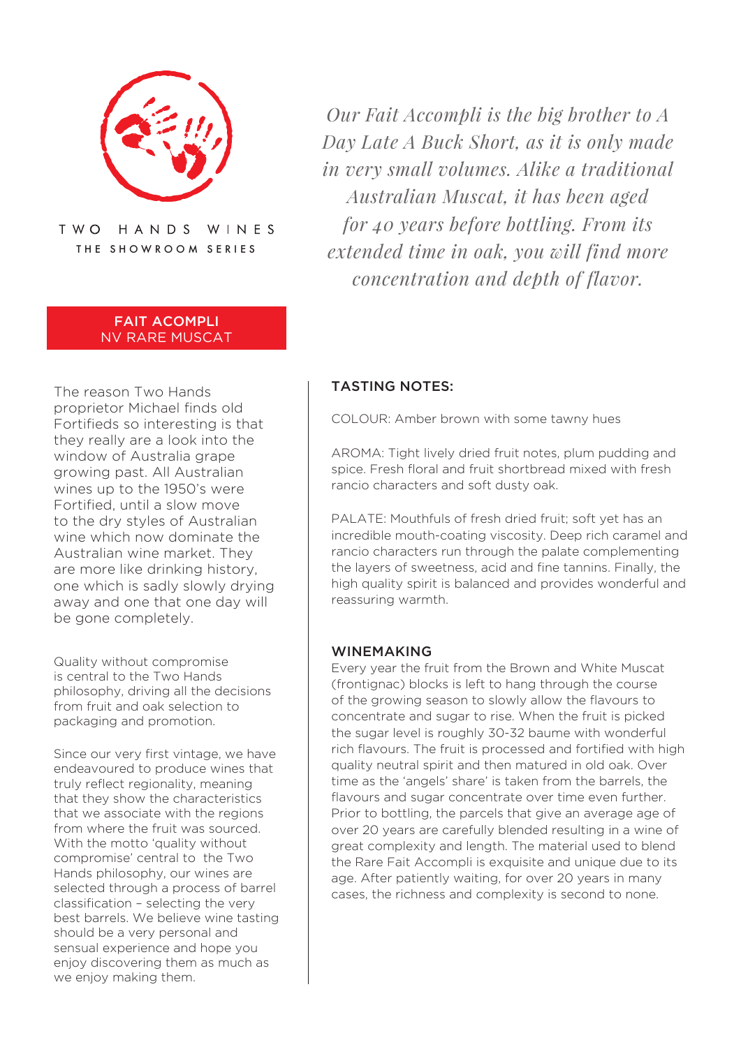TWO HANDS WINES

THE SHOWROOM SERIES

*Our Fait Accompli is the big brother to A Day Late A Buck Short, as it is only made in very small volumes. Alike a traditional Australian Muscat, it has been aged for 40 years before bottling. From its extended time in oak, you will find more concentration and depth of flavor.*

## FAIT ACOMPLI
NV RARE MUSCAT

The reason Two Hands proprietor Michael finds old Fortifieds so interesting is that they really are a look into the window of Australia grape growing past. All Australian wines up to the 1950's were Fortified, until a slow move to the dry styles of Australian wine which now dominate the Australian wine market. They are more like drinking history, one which is sadly slowly drying away and one that one day will be gone completely.

Quality without compromise is central to the Two Hands philosophy, driving all the decisions from fruit and oak selection to packaging and promotion.

Since our very first vintage, we have endeavoured to produce wines that truly reflect regionality, meaning that they show the characteristics that we associate with the regions from where the fruit was sourced. With the motto 'quality without compromise' central to the Two Hands philosophy, our wines are selected through a process of barrel classification – selecting the very best barrels. We believe wine tasting should be a very personal and sensual experience and hope you enjoy discovering them as much as we enjoy making them.

## TASTING NOTES:

COLOUR: Amber brown with some tawny hues

AROMA: Tight lively dried fruit notes, plum pudding and spice. Fresh floral and fruit shortbread mixed with fresh rancio characters and soft dusty oak.

PALATE: Mouthfuls of fresh dried fruit; soft yet has an incredible mouth-coating viscosity. Deep rich caramel and rancio characters run through the palate complementing the layers of sweetness, acid and fine tannins. Finally, the high quality spirit is balanced and provides wonderful and reassuring warmth.

## WINEMAKING

Every year the fruit from the Brown and White Muscat (frontignac) blocks is left to hang through the course of the growing season to slowly allow the flavours to concentrate and sugar to rise. When the fruit is picked the sugar level is roughly 30-32 baume with wonderful rich flavours. The fruit is processed and fortified with high quality neutral spirit and then matured in old oak. Over time as the 'angels' share' is taken from the barrels, the flavours and sugar concentrate over time even further. Prior to bottling, the parcels that give an average age of over 20 years are carefully blended resulting in a wine of great complexity and length. The material used to blend the Rare Fait Accompli is exquisite and unique due to its age. After patiently waiting, for over 20 years in many cases, the richness and complexity is second to none.